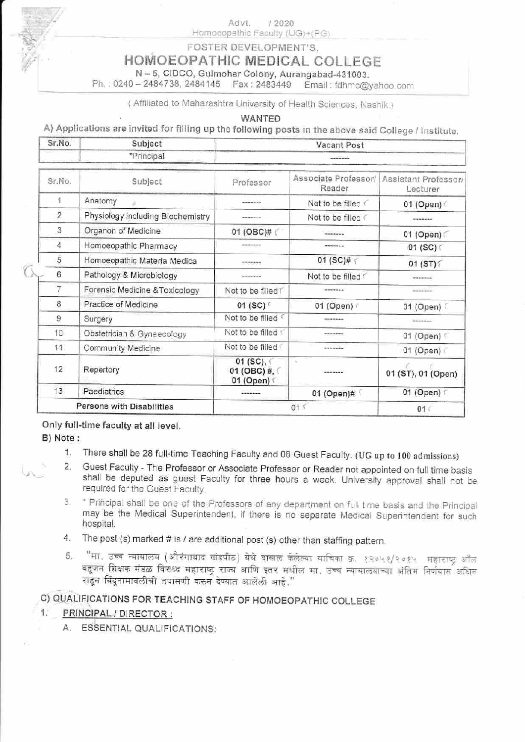Advt. / 2020
Homoeopathic Faculty (UG)+(PG)

FOSTER DEVELOPMENT'S,

# HOMOEOPATHIC MEDICAL COLLEGE

N – 5, CIDCO, Gulmohar Colony, Aurangabad-431003.
Ph. : 0240 – 2484738, 2484145 Fax : 2483449 Email : fdhmc@yahoo.com

( Affiliated to Maharashtra University of Health Sciences, Nashik.)

WANTED

A) Applications are invited for filling up the following posts in the above said College / Institute.

| Sr.No. | Subject | Vacant Post |
|---|---|---|
| | *Principal | ------- |

| Sr.No. | Subject | Professor | Associate Professor/ Reader | Assistant Professor/ Lecturer |
|---|---|---|---|---|
| 1 | Anatomy | ------- | Not to be filled | 01 (Open) |
| 2 | Physiology including Biochemistry | ------- | Not to be filled | ------- |
| 3 | Organon of Medicine | 01 (OBC)# | ------- | 01 (Open) |
| 4 | Homoeopathic Pharmacy | ------- | ------- | 01 (SC) |
| 5 | Homoeopathic Materia Medica | ------- | 01 (SC)# | 01 (ST) |
| 6 | Pathology & Microbiology | ------- | Not to be filled | ------- |
| 7 | Forensic Medicine &Toxicology | Not to be filled | ------- | ------- |
| 8 | Practice of Medicine | 01 (SC) | 01 (Open) | 01 (Open) |
| 9 | Surgery | Not to be filled | ------- | ------- |
| 10 | Obstetrician & Gynaecology | Not to be filled | ------- | 01 (Open) |
| 11 | Community Medicine | Not to be filled | ------- | 01 (Open) |
| 12 | Repertory | 01 (SC), 01 (OBC) #, 01 (Open) | ------- | 01 (ST), 01 (Open) |
| 13 | Paediatrics | ------- | 01 (Open)# | 01 (Open) |
| | Persons with Disabilities | 01 | | 01 |

Only full-time faculty at all level.

B) Note :

1. There shall be 28 full-time Teaching Faculty and 08 Guest Faculty. (UG up to 100 admissions)
2. Guest Faculty - The Professor or Associate Professor or Reader not appointed on full time basis shall be deputed as guest Faculty for three hours a week. University approval shall not be required for the Guest Faculty.
3. * Principal shall be one of the Professors of any department on full time basis and the Principal may be the Medical Superintendent, if there is no separate Medical Superintendent for such hospital.
4. The post (s) marked # is / are additional post (s) other than staffing pattern.
5. "मा. उच्च न्यायालय (औरंगाबाद खंडपीठ) येथे दाखल केलेल्या याचिका क्र. १२०५१/२०१५ महाराष्ट्र ऑल बहुजन शिक्षक मंडळ विरुध्द महाराष्ट्र राज्य आणि इतर मधील मा. उच्च न्यायालयाच्या अंतिम निर्णयास अधिन राहून बिंदूनामावलीची तपासणी करुन देण्यात आलेली आहे."

C) QUALIFICATIONS FOR TEACHING STAFF OF HOMOEOPATHIC COLLEGE

1. PRINCIPAL / DIRECTOR :

   A. ESSENTIAL QUALIFICATIONS: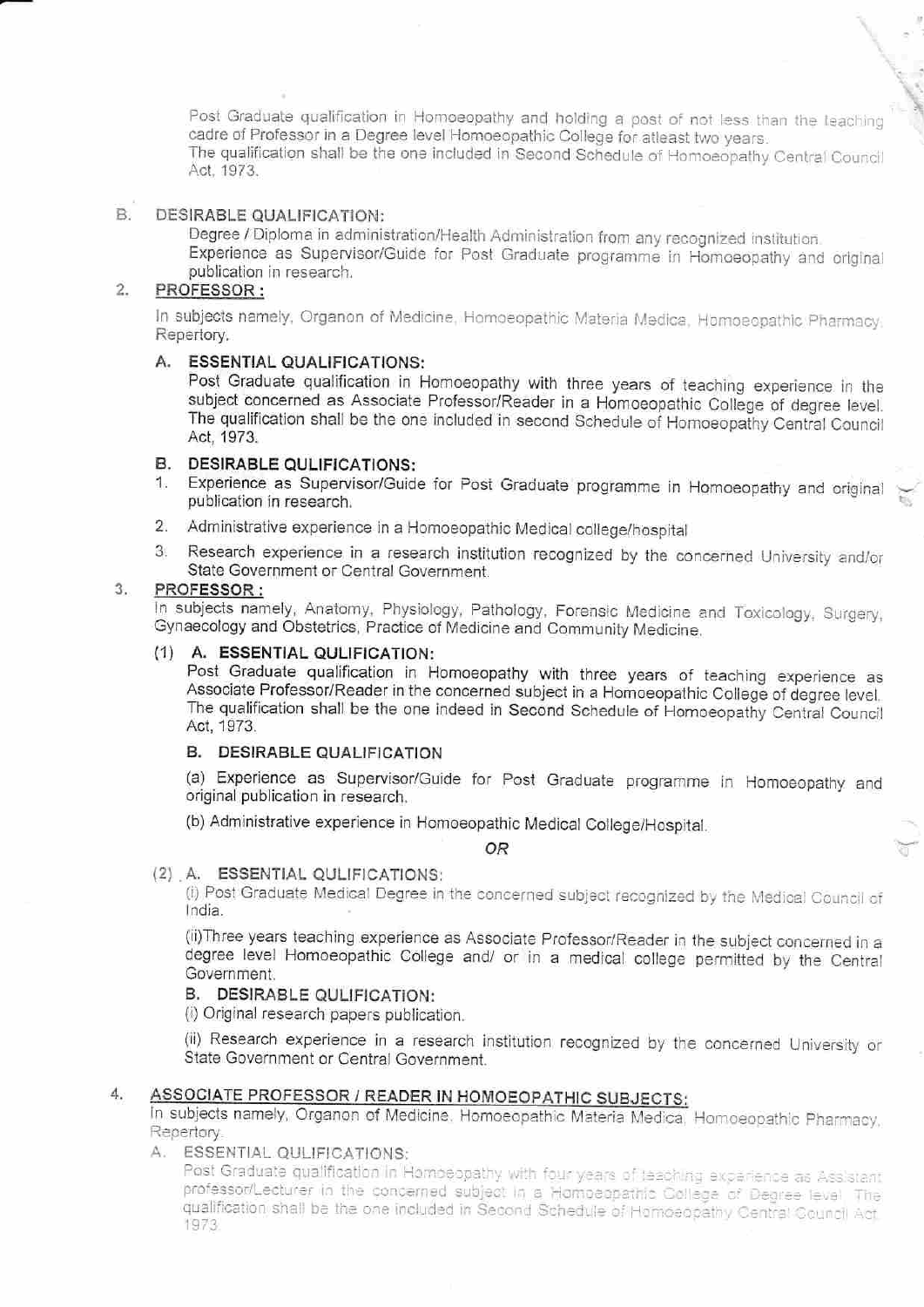Post Graduate qualification in Homoeopathy and holding a post of not less than the teaching cadre of Professor in a Degree level Homoeopathic College for atleast two years.
The qualification shall be the one included in Second Schedule of Homoeopathy Central Council Act, 1973.

B. **DESIRABLE QUALIFICATION:**

Degree / Diploma in administration/Health Administration from any recognized institution.
Experience as Supervisor/Guide for Post Graduate programme in Homoeopathy and original publication in research.

2. **PROFESSOR :**

In subjects namely, Organon of Medicine, Homoeopathic Materia Medica, Homoeopathic Pharmacy, Repertory.

A. **ESSENTIAL QUALIFICATIONS:**

Post Graduate qualification in Homoeopathy with three years of teaching experience in the subject concerned as Associate Professor/Reader in a Homoeopathic College of degree level. The qualification shall be the one included in second Schedule of Homoeopathy Central Council Act, 1973.

B. **DESIRABLE QULIFICATIONS:**

1. Experience as Supervisor/Guide for Post Graduate programme in Homoeopathy and original publication in research.
2. Administrative experience in a Homoeopathic Medical college/hospital
3. Research experience in a research institution recognized by the concerned University and/or State Government or Central Government.

3. **PROFESSOR :**

In subjects namely, Anatomy, Physiology, Pathology, Forensic Medicine and Toxicology, Surgery, Gynaecology and Obstetrics, Practice of Medicine and Community Medicine.

(1) A. **ESSENTIAL QULIFICATION:**

Post Graduate qualification in Homoeopathy with three years of teaching experience as Associate Professor/Reader in the concerned subject in a Homoeopathic College of degree level. The qualification shall be the one indeed in Second Schedule of Homoeopathy Central Council Act, 1973.

B. **DESIRABLE QUALIFICATION**

(a) Experience as Supervisor/Guide for Post Graduate programme in Homoeopathy and original publication in research.

(b) Administrative experience in Homoeopathic Medical College/Hospital.

*OR*

(2) A. **ESSENTIAL QULIFICATIONS:**

(i) Post Graduate Medical Degree in the concerned subject recognized by the Medical Council of India.

(ii)Three years teaching experience as Associate Professor/Reader in the subject concerned in a degree level Homoeopathic College and/ or in a medical college permitted by the Central Government.

B. **DESIRABLE QULIFICATION:**

(i) Original research papers publication.

(ii) Research experience in a research institution recognized by the concerned University or State Government or Central Government.

4. **ASSOCIATE PROFESSOR / READER IN HOMOEOPATHIC SUBJECTS:**

In subjects namely, Organon of Medicine, Homoeopathic Materia Medica, Homoeopathic Pharmacy, Repertory.

A. ESSENTIAL QULIFICATIONS:

Post Graduate qualification in Homoeopathy with four years of teaching experience as Assistant professor/Lecturer in the concerned subject in a Homoeopathic College of Degree level. The qualification shall be the one included in Second Schedule of Homoeopathy Central Council Act, 1973.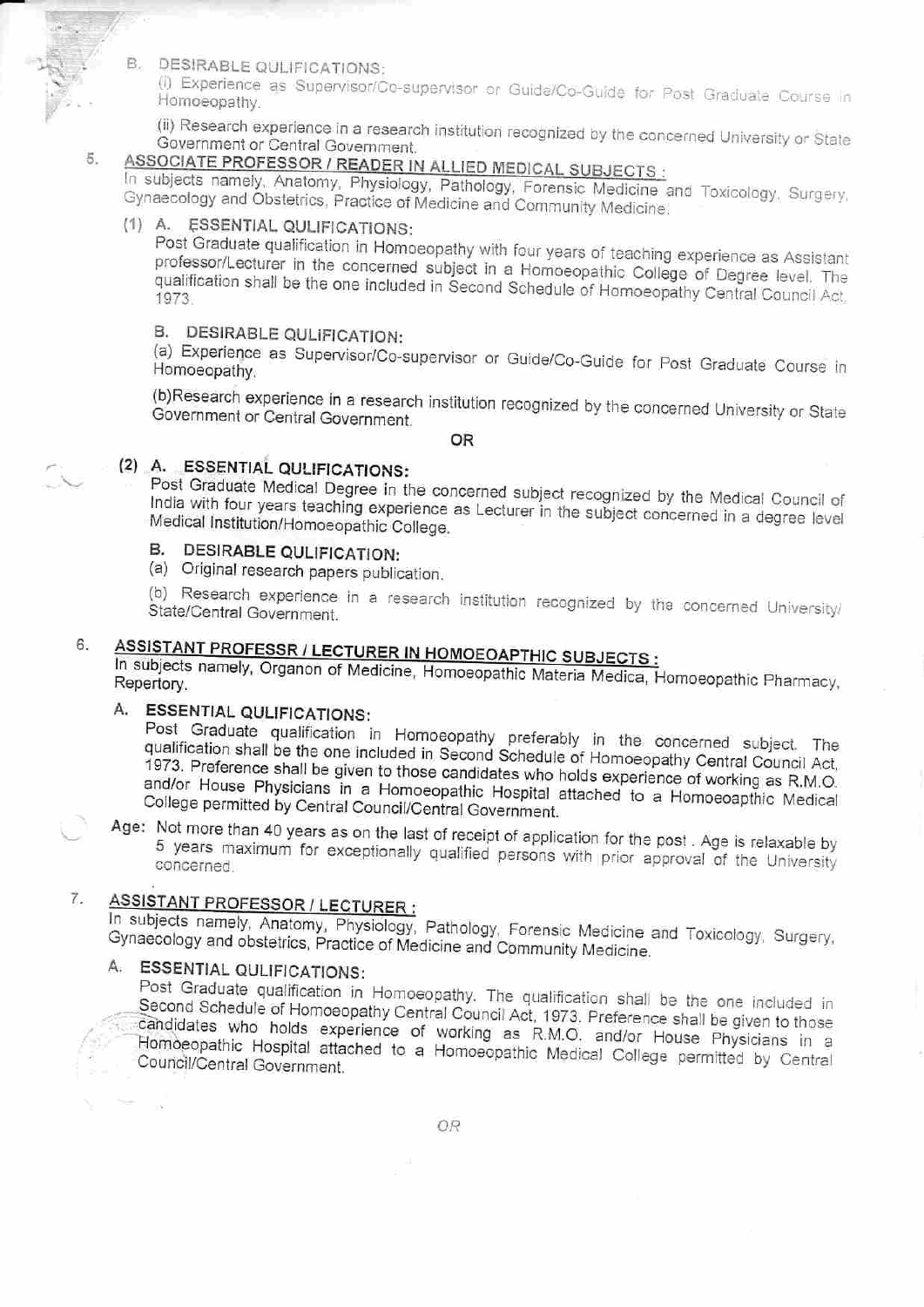B. DESIRABLE QULIFICATIONS:

(i) Experience as Supervisor/Co-supervisor or Guide/Co-Guide for Post Graduate Course in Homoeopathy.

(ii) Research experience in a research institution recognized by the concerned University or State Government or Central Government.

5. **ASSOCIATE PROFESSOR / READER IN ALLIED MEDICAL SUBJECTS :**

In subjects namely, Anatomy, Physiology, Pathology, Forensic Medicine and Toxicology, Surgery, Gynaecology and Obstetrics, Practice of Medicine and Community Medicine.

(1) A. ESSENTIAL QULIFICATIONS:

Post Graduate qualification in Homoeopathy with four years of teaching experience as Assistant professor/Lecturer in the concerned subject in a Homoeopathic College of Degree level. The qualification shall be the one included in Second Schedule of Homoeopathy Central Council Act, 1973.

B. DESIRABLE QULIFICATION:

(a) Experience as Supervisor/Co-supervisor or Guide/Co-Guide for Post Graduate Course in Homoeopathy.

(b)Research experience in a research institution recognized by the concerned University or State Government or Central Government.

OR

(2) A. ESSENTIAL QULIFICATIONS:

Post Graduate Medical Degree in the concerned subject recognized by the Medical Council of India with four years teaching experience as Lecturer in the subject concerned in a degree level Medical Institution/Homoeopathic College.

B. DESIRABLE QULIFICATION:

(a) Original research papers publication.

(b) Research experience in a research institution recognized by the concerned University/ State/Central Government.

6. **ASSISTANT PROFESSR / LECTURER IN HOMOEOAPTHIC SUBJECTS :**

In subjects namely, Organon of Medicine, Homoeopathic Materia Medica, Homoeopathic Pharmacy, Repertory.

A. ESSENTIAL QULIFICATIONS:

Post Graduate qualification in Homoeopathy preferably in the concerned subject. The qualification shall be the one included in Second Schedule of Homoeopathy Central Council Act, 1973. Preference shall be given to those candidates who holds experience of working as R.M.O. and/or House Physicians in a Homoeopathic Hospital attached to a Homoeoapthic Medical College permitted by Central Council/Central Government.

Age: Not more than 40 years as on the last of receipt of application for the post . Age is relaxable by 5 years maximum for exceptionally qualified persons with prior approval of the University concerned.

7. **ASSISTANT PROFESSOR / LECTURER :**

In subjects namely, Anatomy, Physiology, Pathology, Forensic Medicine and Toxicology, Surgery, Gynaecology and obstetrics, Practice of Medicine and Community Medicine.

A. ESSENTIAL QULIFICATIONS:

Post Graduate qualification in Homoeopathy. The qualification shall be the one included in Second Schedule of Homoeopathy Central Council Act, 1973. Preference shall be given to those candidates who holds experience of working as R.M.O. and/or House Physicians in a Homoeopathic Hospital attached to a Homoeopathic Medical College permitted by Central Council/Central Government.

*OR*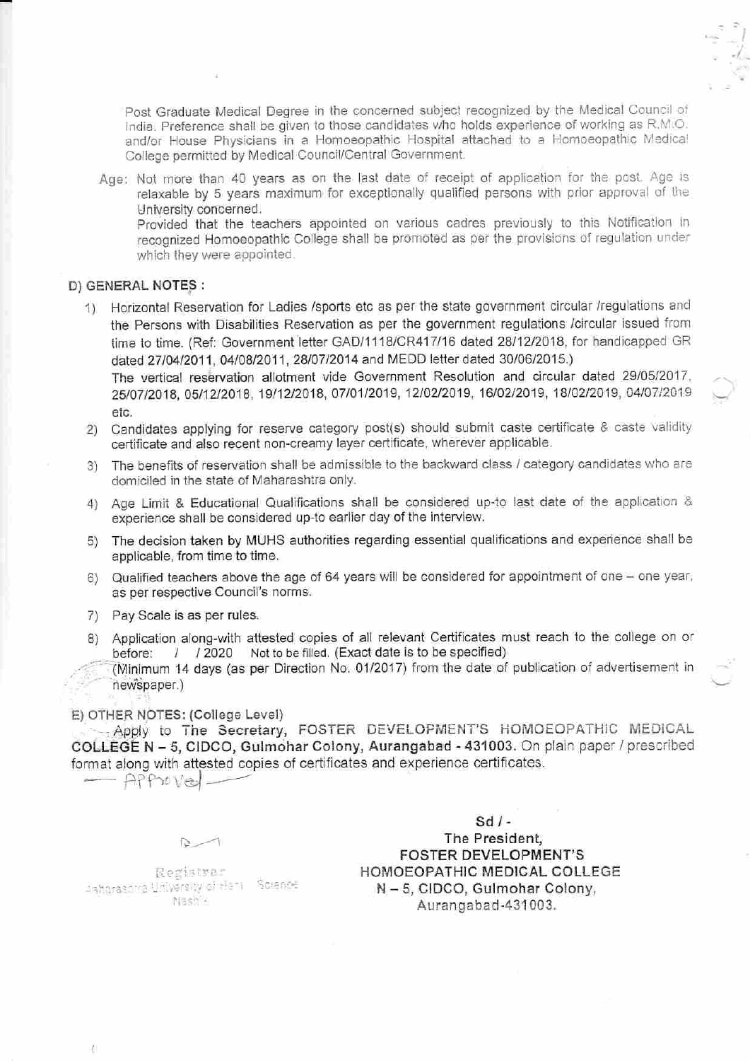Post Graduate Medical Degree in the concerned subject recognized by the Medical Council of India. Preference shall be given to those candidates who holds experience of working as R.M.O. and/or House Physicians in a Homoeopathic Hospital attached to a Homoeopathic Medical College permitted by Medical Council/Central Government.

Age: Not more than 40 years as on the last date of receipt of application for the post. Age is relaxable by 5 years maximum for exceptionally qualified persons with prior approval of the University concerned.
Provided that the teachers appointed on various cadres previously to this Notification in recognized Homoeopathic College shall be promoted as per the provisions of regulation under which they were appointed.

## D) GENERAL NOTES :

1) Horizontal Reservation for Ladies /sports etc as per the state government circular /regulations and the Persons with Disabilities Reservation as per the government regulations /circular issued from time to time. (Ref: Government letter GAD/1118/CR417/16 dated 28/12/2018, for handicapped GR dated 27/04/2011, 04/08/2011, 28/07/2014 and MEDD letter dated 30/06/2015.)
   The vertical reservation allotment vide Government Resolution and circular dated 29/05/2017, 25/07/2018, 05/12/2018, 19/12/2018, 07/01/2019, 12/02/2019, 16/02/2019, 18/02/2019, 04/07/2019 etc.
2) Candidates applying for reserve category post(s) should submit caste certificate & caste validity certificate and also recent non-creamy layer certificate, wherever applicable.
3) The benefits of reservation shall be admissible to the backward class / category candidates who are domiciled in the state of Maharashtra only.
4) Age Limit & Educational Qualifications shall be considered up-to last date of the application & experience shall be considered up-to earlier day of the interview.
5) The decision taken by MUHS authorities regarding essential qualifications and experience shall be applicable, from time to time.
6) Qualified teachers above the age of 64 years will be considered for appointment of one – one year, as per respective Council's norms.
7) Pay Scale is as per rules.
8) Application along-with attested copies of all relevant Certificates must reach to the college on or before: / / 2020 Not to be filled. (Exact date is to be specified)
   (Minimum 14 days (as per Direction No. 01/2017) from the date of publication of advertisement in newspaper.)

## E) OTHER NOTES: (College Level)

Apply to The Secretary, FOSTER DEVELOPMENT'S HOMOEOPATHIC MEDICAL COLLEGE N – 5, CIDCO, Gulmohar Colony, Aurangabad - 431003. On plain paper / prescribed format along with attested copies of certificates and experience certificates.

— Approved —

Registrar
Maharashtra University of Health Sciences
Nashik

Sd / -
The President,
FOSTER DEVELOPMENT'S
HOMOEOPATHIC MEDICAL COLLEGE
N – 5, CIDCO, Gulmohar Colony,
Aurangabad-431003.